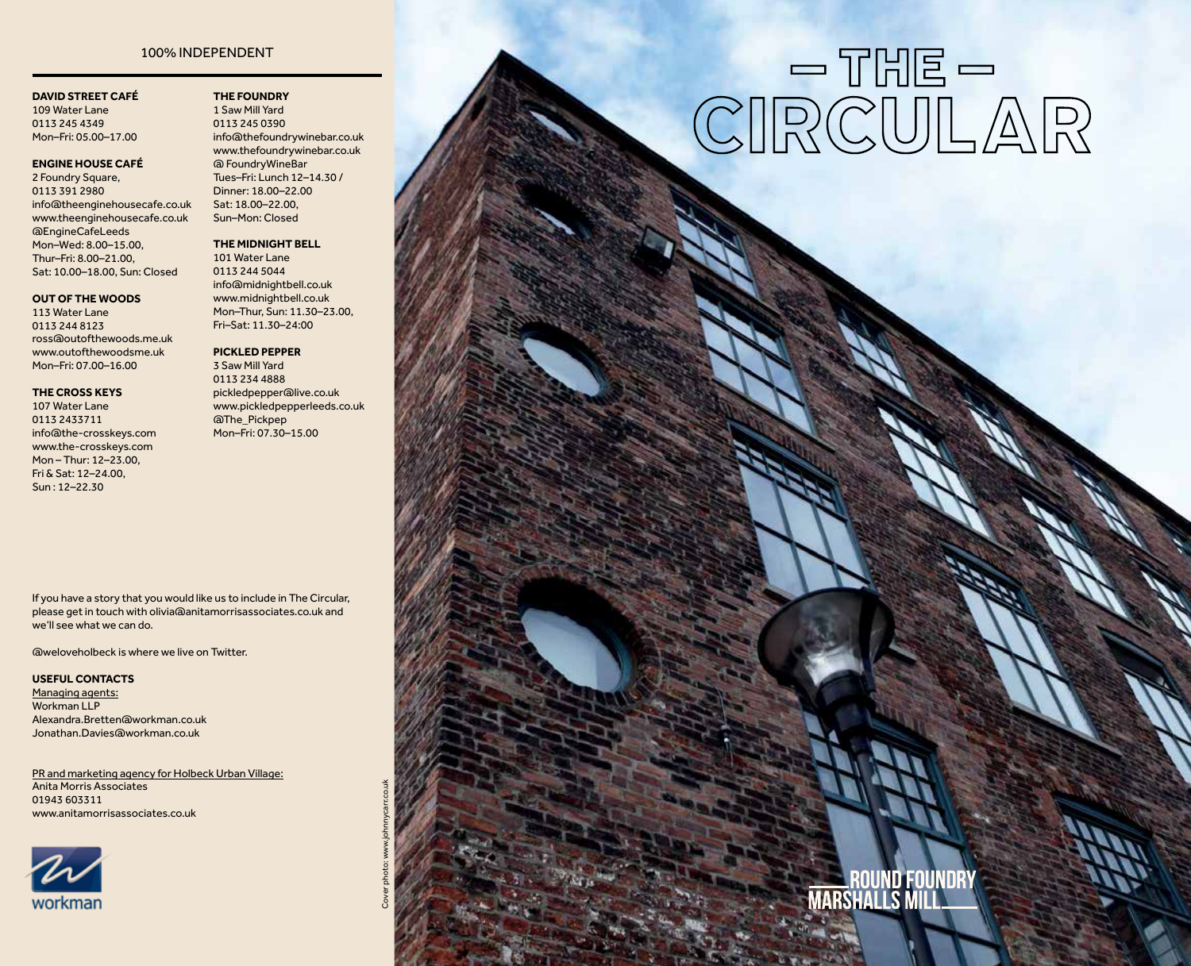100% INDEPENDENT

**DAVID STREET CAFÉ**
109 Water Lane
0113 245 4349
Mon–Fri: 05.00–17.00

**ENGINE HOUSE CAFÉ**
2 Foundry Square,
0113 391 2980
info@theenginehousecafe.co.uk
www.theenginehousecafe.co.uk
@EngineCafeLeeds
Mon–Wed: 8.00–15.00,
Thur–Fri: 8.00–21.00,
Sat: 10.00–18.00, Sun: Closed

**OUT OF THE WOODS**
113 Water Lane
0113 244 8123
ross@outofthewoods.me.uk
www.outofthewoodsme.uk
Mon–Fri: 07.00–16.00

**THE CROSS KEYS**
107 Water Lane
0113 2433711
info@the-crosskeys.com
www.the-crosskeys.com
Mon – Thur: 12–23.00,
Fri & Sat: 12–24.00,
Sun : 12–22.30

**THE FOUNDRY**
1 Saw Mill Yard
0113 245 0390
info@thefoundrywinebar.co.uk
www.thefoundrywinebar.co.uk
@ FoundryWineBar
Tues–Fri: Lunch 12–14.30 /
Dinner: 18.00–22.00
Sat: 18.00–22.00,
Sun–Mon: Closed

**THE MIDNIGHT BELL**
101 Water Lane
0113 244 5044
info@midnightbell.co.uk
www.midnightbell.co.uk
Mon–Thur, Sun: 11.30–23.00,
Fri–Sat: 11.30–24:00

**PICKLED PEPPER**
3 Saw Mill Yard
0113 234 4888
pickledpepper@live.co.uk
www.pickledpepperleeds.co.uk
@The_Pickpep
Mon–Fri: 07.30–15.00

If you have a story that you would like us to include in The Circular, please get in touch with olivia@anitamorrisassociates.co.uk and we'll see what we can do.

@weloveholbeck is where we live on Twitter.

**USEFUL CONTACTS**

Managing agents:
Workman LLP
Alexandra.Bretten@workman.co.uk
Jonathan.Davies@workman.co.uk

PR and marketing agency for Holbeck Urban Village:
Anita Morris Associates
01943 603311
www.anitamorrisassociates.co.uk

workman

Cover photo: www.johnnycarr.co.uk

# – THE – CIRCULAR

ROUND FOUNDRY
MARSHALLS MILL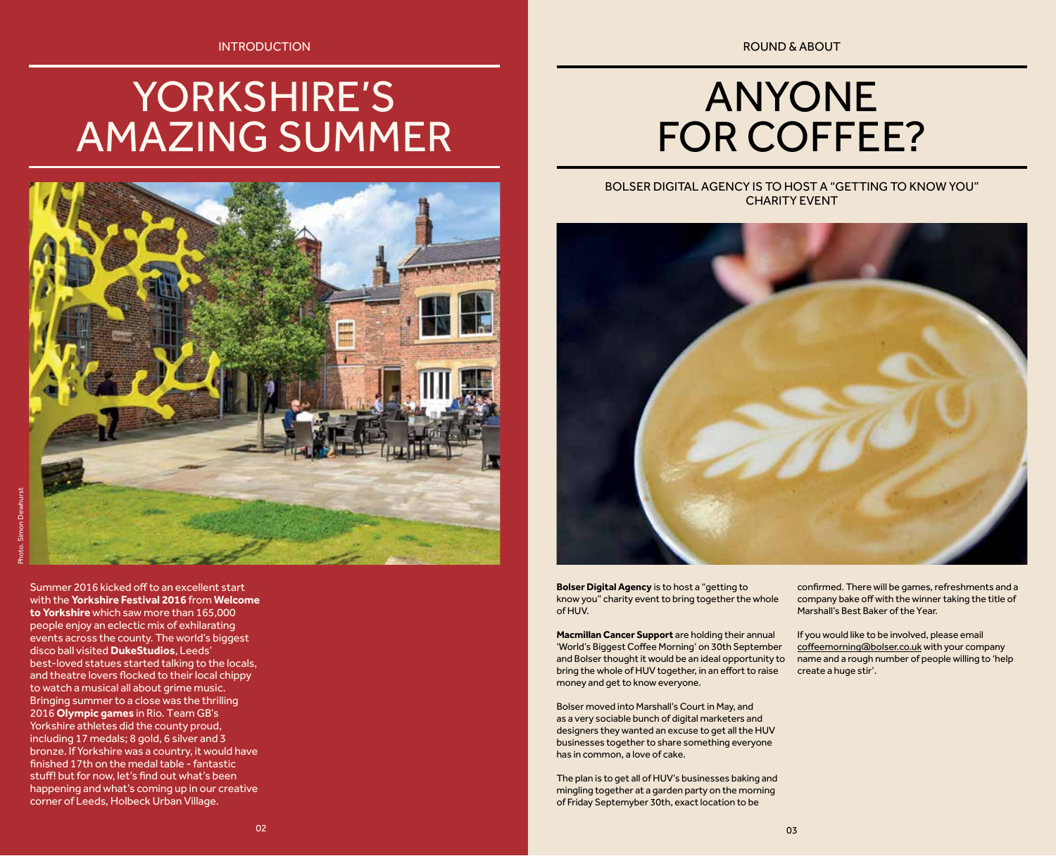INTRODUCTION

# YORKSHIRE'S AMAZING SUMMER

Photo. Simon Dewhurst

Summer 2016 kicked off to an excellent start with the **Yorkshire Festival 2016** from **Welcome to Yorkshire** which saw more than 165,000 people enjoy an eclectic mix of exhilarating events across the county. The world's biggest disco ball visited **DukeStudios**, Leeds' best-loved statues started talking to the locals, and theatre lovers flocked to their local chippy to watch a musical all about grime music. Bringing summer to a close was the thrilling 2016 **Olympic games** in Rio. Team GB's Yorkshire athletes did the county proud, including 17 medals; 8 gold, 6 silver and 3 bronze. If Yorkshire was a country, it would have finished 17th on the medal table - fantastic stuff! but for now, let's find out what's been happening and what's coming up in our creative corner of Leeds, Holbeck Urban Village.

ROUND & ABOUT

# ANYONE FOR COFFEE?

BOLSER DIGITAL AGENCY IS TO HOST A "GETTING TO KNOW YOU" CHARITY EVENT

**Bolser Digital Agency** is to host a "getting to know you" charity event to bring together the whole of HUV.

**Macmillan Cancer Support** are holding their annual 'World's Biggest Coffee Morning' on 30th September and Bolser thought it would be an ideal opportunity to bring the whole of HUV together, in an effort to raise money and get to know everyone.

Bolser moved into Marshall's Court in May, and as a very sociable bunch of digital marketers and designers they wanted an excuse to get all the HUV businesses together to share something everyone has in common, a love of cake.

The plan is to get all of HUV's businesses baking and mingling together at a garden party on the morning of Friday Septemyber 30th, exact location to be confirmed. There will be games, refreshments and a company bake off with the winner taking the title of Marshall's Best Baker of the Year.

If you would like to be involved, please email coffeemorning@bolser.co.uk with your company name and a rough number of people willing to 'help create a huge stir'.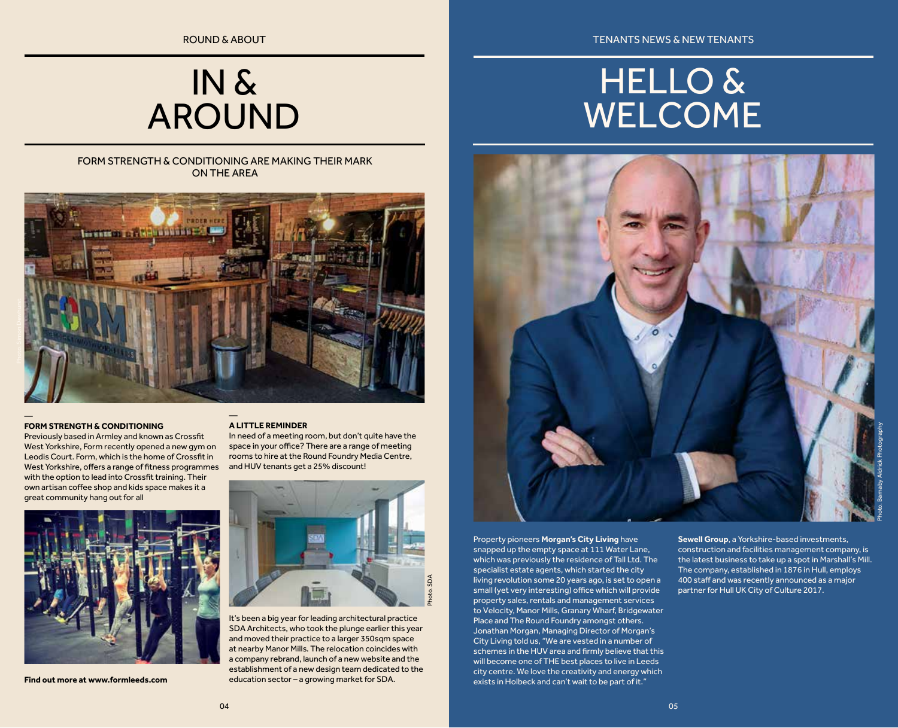ROUND & ABOUT

# IN & AROUND

FORM STRENGTH & CONDITIONING ARE MAKING THEIR MARK ON THE AREA

Photo: Simon Dewhurst

—

### FORM STRENGTH & CONDITIONING

Previously based in Armley and known as Crossfit West Yorkshire, Form recently opened a new gym on Leodis Court. Form, which is the home of Crossfit in West Yorkshire, offers a range of fitness programmes with the option to lead into Crossfit training. Their own artisan coffee shop and kids space makes it a great community hang out for all

**Find out more at www.formleeds.com**

—

### A LITTLE REMINDER

In need of a meeting room, but don't quite have the space in your office? There are a range of meeting rooms to hire at the Round Foundry Media Centre, and HUV tenants get a 25% discount!

Photo: SDA

It's been a big year for leading architectural practice SDA Architects, who took the plunge earlier this year and moved their practice to a larger 350sqm space at nearby Manor Mills. The relocation coincides with a company rebrand, launch of a new website and the establishment of a new design team dedicated to the education sector – a growing market for SDA.

TENANTS NEWS & NEW TENANTS

# HELLO & WELCOME

Photo: Barnaby Aldrick Photography

Property pioneers **Morgan's City Living** have snapped up the empty space at 111 Water Lane, which was previously the residence of Tall Ltd. The specialist estate agents, which started the city living revolution some 20 years ago, is set to open a small (yet very interesting) office which will provide property sales, rentals and management services to Velocity, Manor Mills, Granary Wharf, Bridgewater Place and The Round Foundry amongst others. Jonathan Morgan, Managing Director of Morgan's City Living told us, "We are vested in a number of schemes in the HUV area and firmly believe that this will become one of THE best places to live in Leeds city centre. We love the creativity and energy which exists in Holbeck and can't wait to be part of it."

**Sewell Group**, a Yorkshire-based investments, construction and facilities management company, is the latest business to take up a spot in Marshall's Mill. The company, established in 1876 in Hull, employs 400 staff and was recently announced as a major partner for Hull UK City of Culture 2017.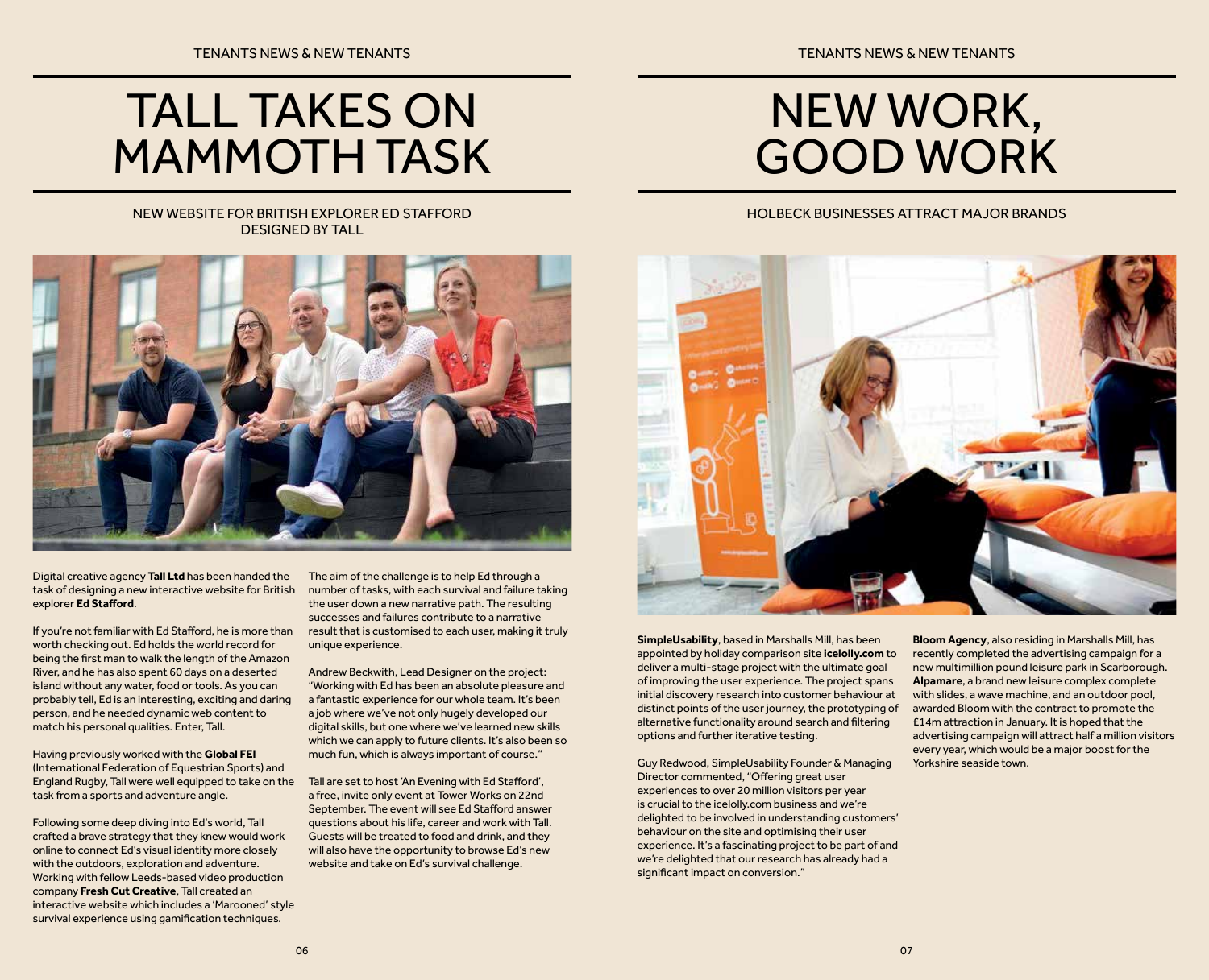# TALL TAKES ON MAMMOTH TASK

NEW WEBSITE FOR BRITISH EXPLORER ED STAFFORD DESIGNED BY TALL

Digital creative agency **Tall Ltd** has been handed the task of designing a new interactive website for British explorer **Ed Stafford**.

If you're not familiar with Ed Stafford, he is more than worth checking out. Ed holds the world record for being the first man to walk the length of the Amazon River, and he has also spent 60 days on a deserted island without any water, food or tools. As you can probably tell, Ed is an interesting, exciting and daring person, and he needed dynamic web content to match his personal qualities. Enter, Tall.

Having previously worked with the **Global FEI** (International Federation of Equestrian Sports) and England Rugby, Tall were well equipped to take on the task from a sports and adventure angle.

Following some deep diving into Ed's world, Tall crafted a brave strategy that they knew would work online to connect Ed's visual identity more closely with the outdoors, exploration and adventure. Working with fellow Leeds-based video production company **Fresh Cut Creative**, Tall created an interactive website which includes a 'Marooned' style survival experience using gamification techniques.

The aim of the challenge is to help Ed through a number of tasks, with each survival and failure taking the user down a new narrative path. The resulting successes and failures contribute to a narrative result that is customised to each user, making it truly unique experience.

Andrew Beckwith, Lead Designer on the project: "Working with Ed has been an absolute pleasure and a fantastic experience for our whole team. It's been a job where we've not only hugely developed our digital skills, but one where we've learned new skills which we can apply to future clients. It's also been so much fun, which is always important of course."

Tall are set to host 'An Evening with Ed Stafford', a free, invite only event at Tower Works on 22nd September. The event will see Ed Stafford answer questions about his life, career and work with Tall. Guests will be treated to food and drink, and they will also have the opportunity to browse Ed's new website and take on Ed's survival challenge.

# NEW WORK, GOOD WORK

HOLBECK BUSINESSES ATTRACT MAJOR BRANDS

**SimpleUsability**, based in Marshalls Mill, has been appointed by holiday comparison site **icelolly.com** to deliver a multi-stage project with the ultimate goal of improving the user experience. The project spans initial discovery research into customer behaviour at distinct points of the user journey, the prototyping of alternative functionality around search and filtering options and further iterative testing.

Guy Redwood, SimpleUsability Founder & Managing Director commented, "Offering great user experiences to over 20 million visitors per year is crucial to the icelolly.com business and we're delighted to be involved in understanding customers' behaviour on the site and optimising their user experience. It's a fascinating project to be part of and we're delighted that our research has already had a significant impact on conversion."

**Bloom Agency**, also residing in Marshalls Mill, has recently completed the advertising campaign for a new multimillion pound leisure park in Scarborough. **Alpamare**, a brand new leisure complex complete with slides, a wave machine, and an outdoor pool, awarded Bloom with the contract to promote the £14m attraction in January. It is hoped that the advertising campaign will attract half a million visitors every year, which would be a major boost for the Yorkshire seaside town.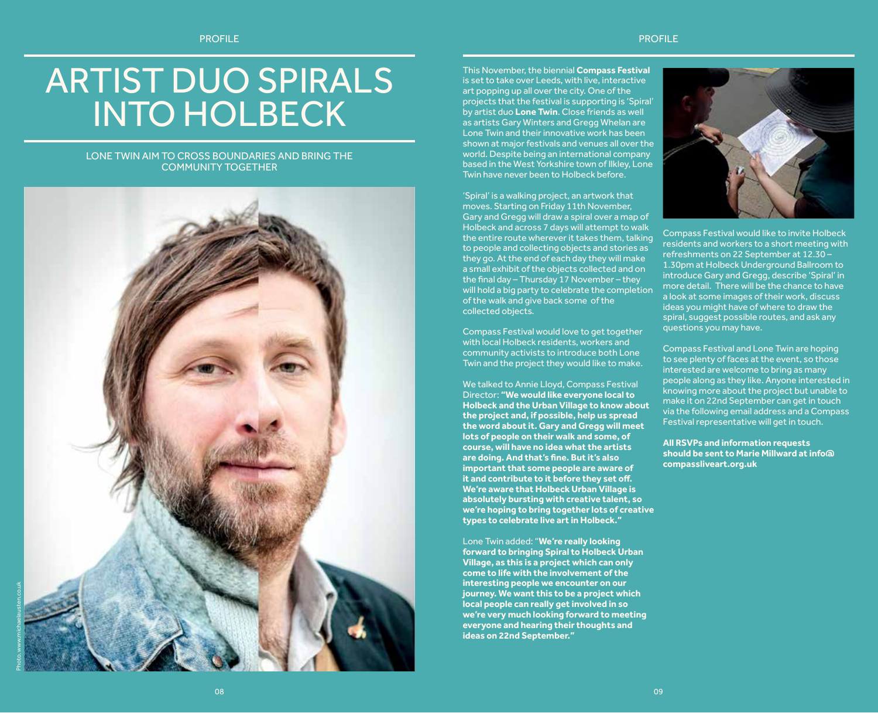# ARTIST DUO SPIRALS INTO HOLBECK

LONE TWIN AIM TO CROSS BOUNDARIES AND BRING THE COMMUNITY TOGETHER

Photo: www.michaelausten.co.uk

This November, the biennial **Compass Festival** is set to take over Leeds, with live, interactive art popping up all over the city. One of the projects that the festival is supporting is 'Spiral' by artist duo **Lone Twin**. Close friends as well as artists Gary Winters and Gregg Whelan are Lone Twin and their innovative work has been shown at major festivals and venues all over the world. Despite being an international company based in the West Yorkshire town of Ilkley, Lone Twin have never been to Holbeck before.

'Spiral' is a walking project, an artwork that moves. Starting on Friday 11th November, Gary and Gregg will draw a spiral over a map of Holbeck and across 7 days will attempt to walk the entire route wherever it takes them, talking to people and collecting objects and stories as they go. At the end of each day they will make a small exhibit of the objects collected and on the final day – Thursday 17 November – they will hold a big party to celebrate the completion of the walk and give back some of the collected objects.

Compass Festival would love to get together with local Holbeck residents, workers and community activists to introduce both Lone Twin and the project they would like to make.

We talked to Annie Lloyd, Compass Festival Director: **"We would like everyone local to Holbeck and the Urban Village to know about the project and, if possible, help us spread the word about it. Gary and Gregg will meet lots of people on their walk and some, of course, will have no idea what the artists are doing. And that's fine. But it's also important that some people are aware of it and contribute to it before they set off. We're aware that Holbeck Urban Village is absolutely bursting with creative talent, so we're hoping to bring together lots of creative types to celebrate live art in Holbeck."**

Lone Twin added: "**We're really looking forward to bringing Spiral to Holbeck Urban Village, as this is a project which can only come to life with the involvement of the interesting people we encounter on our journey. We want this to be a project which local people can really get involved in so we're very much looking forward to meeting everyone and hearing their thoughts and ideas on 22nd September."**

Compass Festival would like to invite Holbeck residents and workers to a short meeting with refreshments on 22 September at 12.30 – 1.30pm at Holbeck Underground Ballroom to introduce Gary and Gregg, describe 'Spiral' in more detail. There will be the chance to have a look at some images of their work, discuss ideas you might have of where to draw the spiral, suggest possible routes, and ask any questions you may have.

Compass Festival and Lone Twin are hoping to see plenty of faces at the event, so those interested are welcome to bring as many people along as they like. Anyone interested in knowing more about the project but unable to make it on 22nd September can get in touch via the following email address and a Compass Festival representative will get in touch.

**All RSVPs and information requests should be sent to Marie Millward at info@compassliveart.org.uk**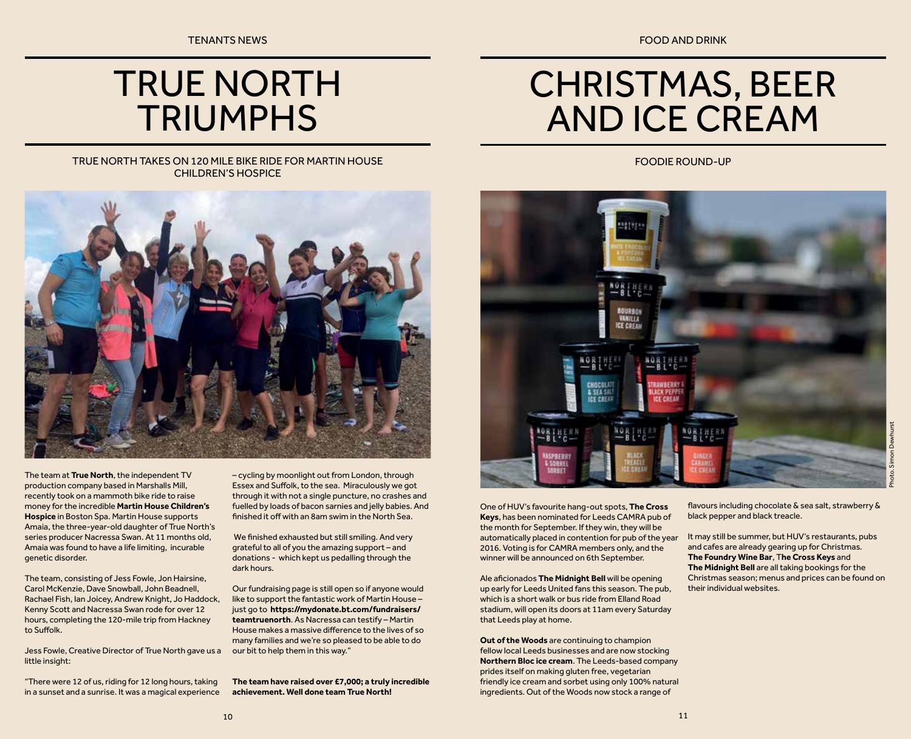# TRUE NORTH TRIUMPHS

TRUE NORTH TAKES ON 120 MILE BIKE RIDE FOR MARTIN HOUSE CHILDREN'S HOSPICE

The team at **True North**, the independent TV production company based in Marshalls Mill, recently took on a mammoth bike ride to raise money for the incredible **Martin House Children's Hospice** in Boston Spa. Martin House supports Amaia, the three-year-old daughter of True North's series producer Nacressa Swan. At 11 months old, Amaia was found to have a life limiting, incurable genetic disorder.

The team, consisting of Jess Fowle, Jon Hairsine, Carol McKenzie, Dave Snowball, John Beadnell, Rachael Fish, Ian Joicey, Andrew Knight, Jo Haddock, Kenny Scott and Nacressa Swan rode for over 12 hours, completing the 120-mile trip from Hackney to Suffolk.

Jess Fowle, Creative Director of True North gave us a little insight:

"There were 12 of us, riding for 12 long hours, taking in a sunset and a sunrise. It was a magical experience – cycling by moonlight out from London, through Essex and Suffolk, to the sea. Miraculously we got through it with not a single puncture, no crashes and fuelled by loads of bacon sarnies and jelly babies. And finished it off with an 8am swim in the North Sea.

We finished exhausted but still smiling. And very grateful to all of you the amazing support – and donations - which kept us pedalling through the dark hours.

Our fundraising page is still open so if anyone would like to support the fantastic work of Martin House – just go to **https://mydonate.bt.com/fundraisers/teamtruenorth**. As Nacressa can testify – Martin House makes a massive difference to the lives of so many families and we're so pleased to be able to do our bit to help them in this way."

**The team have raised over £7,000; a truly incredible achievement. Well done team True North!**

# CHRISTMAS, BEER AND ICE CREAM

FOODIE ROUND-UP

Photo. Simon Dewhurst

One of HUV's favourite hang-out spots, **The Cross Keys**, has been nominated for Leeds CAMRA pub of the month for September. If they win, they will be automatically placed in contention for pub of the year 2016. Voting is for CAMRA members only, and the winner will be announced on 6th September.

Ale aficionados **The Midnight Bell** will be opening up early for Leeds United fans this season. The pub, which is a short walk or bus ride from Elland Road stadium, will open its doors at 11am every Saturday that Leeds play at home.

**Out of the Woods** are continuing to champion fellow local Leeds businesses and are now stocking **Northern Bloc ice cream**. The Leeds-based company prides itself on making gluten free, vegetarian friendly ice cream and sorbet using only 100% natural ingredients. Out of the Woods now stock a range of flavours including chocolate & sea salt, strawberry & black pepper and black treacle.

It may still be summer, but HUV's restaurants, pubs and cafes are already gearing up for Christmas. **The Foundry Wine Bar**, **The Cross Keys** and **The Midnight Bell** are all taking bookings for the Christmas season; menus and prices can be found on their individual websites.